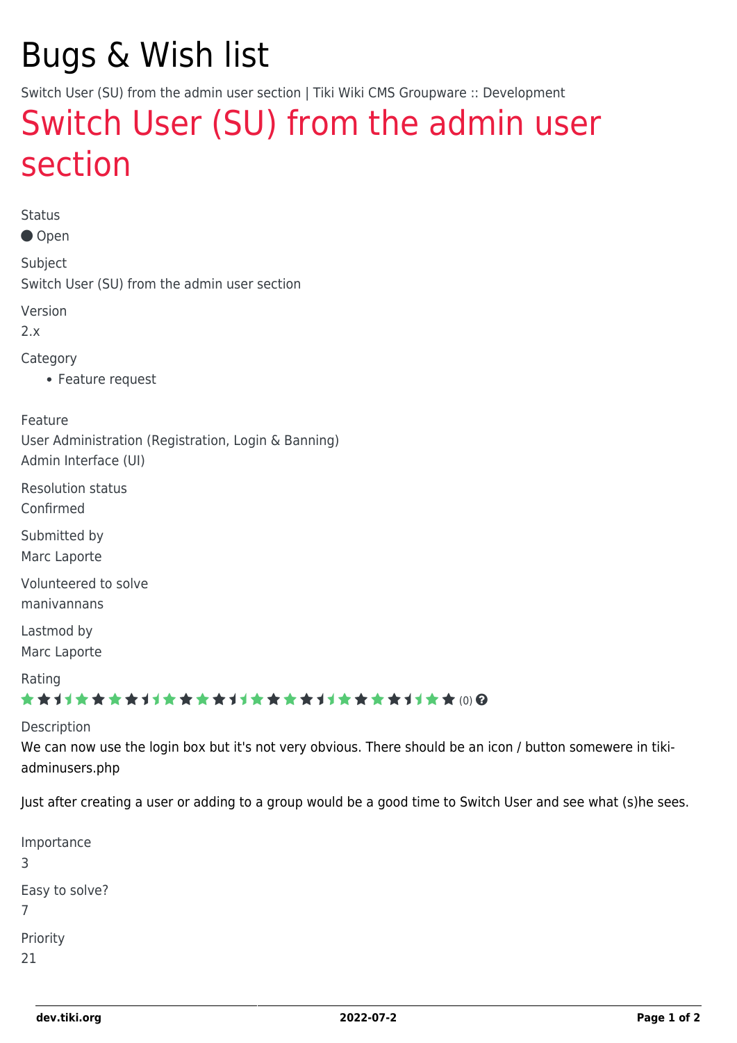# Bugs & Wish list

Switch User (SU) from the admin user section | Tiki Wiki CMS Groupware :: Development

## Switch User (SU) from the admin user section

Status

● Open

Subject

Switch User (SU) from the admin user section

Version

2.x

Category

- Feature request

Feature

User Administration (Registration, Login & Banning)
Admin Interface (UI)

Resolution status

Confirmed

Submitted by

Marc Laporte

Volunteered to solve

manivannans

Lastmod by

Marc Laporte

Rating

(0)

Description

We can now use the login box but it's not very obvious. There should be an icon / button somewere in tiki-adminusers.php

Just after creating a user or adding to a group would be a good time to Switch User and see what (s)he sees.

Importance

3

Easy to solve?

7

Priority

21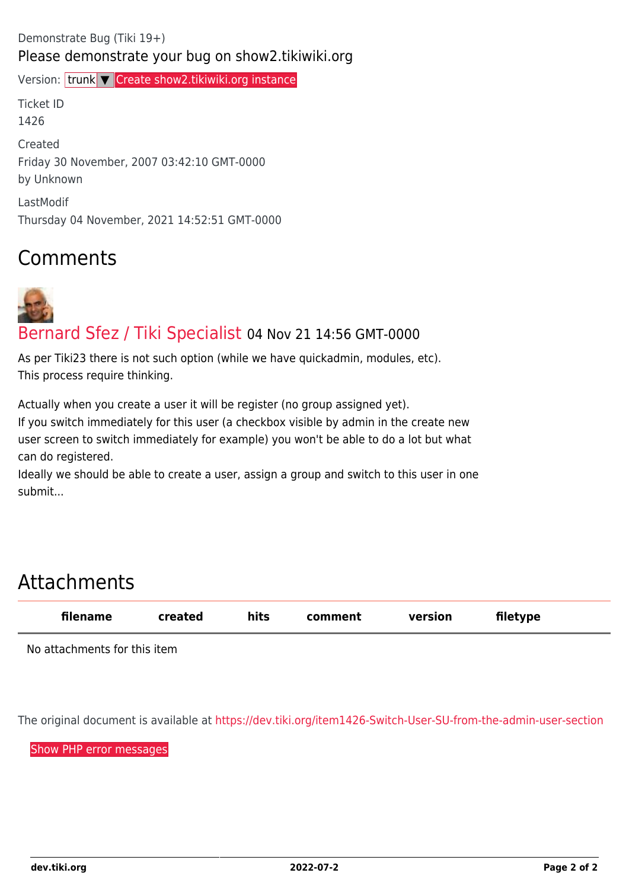Demonstrate Bug (Tiki 19+)

Please demonstrate your bug on show2.tikiwiki.org

Version: trunk ▼ Create show2.tikiwiki.org instance

Ticket ID

1426

Created

Friday 30 November, 2007 03:42:10 GMT-0000

by Unknown

LastModif

Thursday 04 November, 2021 14:52:51 GMT-0000

## Comments

Bernard Sfez / Tiki Specialist 04 Nov 21 14:56 GMT-0000

As per Tiki23 there is not such option (while we have quickadmin, modules, etc).
This process require thinking.

Actually when you create a user it will be register (no group assigned yet).
If you switch immediately for this user (a checkbox visible by admin in the create new user screen to switch immediately for example) you won't be able to do a lot but what can do registered.
Ideally we should be able to create a user, assign a group and switch to this user in one submit...

## Attachments

| filename | created | hits | comment | version | filetype |
| --- | --- | --- | --- | --- | --- |
| No attachments for this item | | | | | |

The original document is available at https://dev.tiki.org/item1426-Switch-User-SU-from-the-admin-user-section

Show PHP error messages